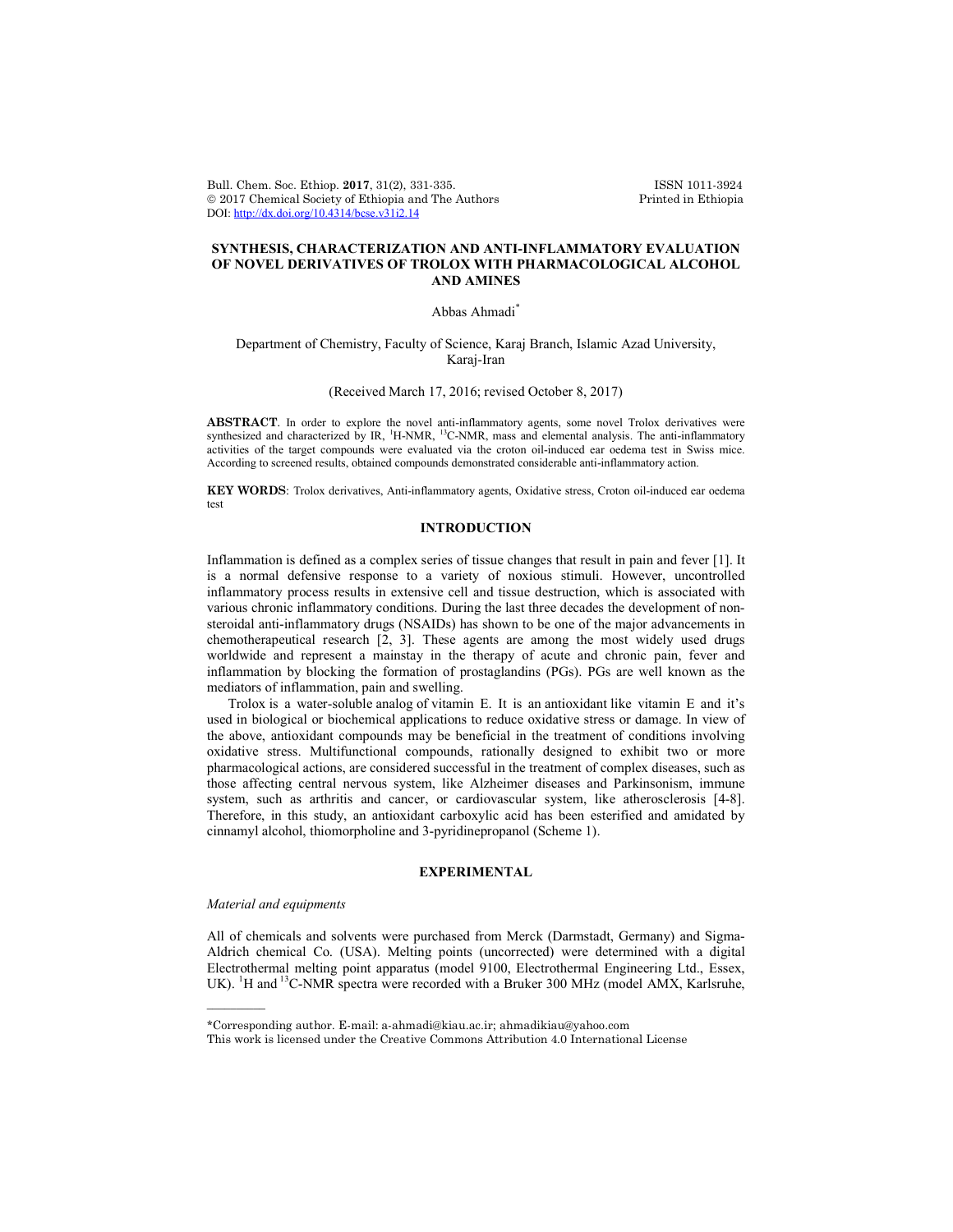# SYNTHESIS, CHARACTERIZATION AND ANTI-INFLAMMATORY EVALUATION OF NOVEL DERIVATIVES OF TROLOX WITH PHARMACOLOGICAL ALCOHOL AND AMINES

Abbas Ahmadi*

Department of Chemistry, Faculty of Science, Karaj Branch, Islamic Azad University, Karaj-Iran

(Received March 17, 2016; revised October 8, 2017)

**ABSTRACT**. In order to explore the novel anti-inflammatory agents, some novel Trolox derivatives were synthesized and characterized by IR, $^{1}H$-NMR, $^{13}C$-NMR, mass and elemental analysis. The anti-inflammatory activities of the target compounds were evaluated via the croton oil-induced ear oedema test in Swiss mice. According to screened results, obtained compounds demonstrated considerable anti-inflammatory action.

**KEY WORDS**: Trolox derivatives, Anti-inflammatory agents, Oxidative stress, Croton oil-induced ear oedema test

## INTRODUCTION

Inflammation is defined as a complex series of tissue changes that result in pain and fever [1]. It is a normal defensive response to a variety of noxious stimuli. However, uncontrolled inflammatory process results in extensive cell and tissue destruction, which is associated with various chronic inflammatory conditions. During the last three decades the development of non-steroidal anti-inflammatory drugs (NSAIDs) has shown to be one of the major advancements in chemotherapeutical research [2, 3]. These agents are among the most widely used drugs worldwide and represent a mainstay in the therapy of acute and chronic pain, fever and inflammation by blocking the formation of prostaglandins (PGs). PGs are well known as the mediators of inflammation, pain and swelling.

Trolox is a water-soluble analog of vitamin E. It is an antioxidant like vitamin E and it's used in biological or biochemical applications to reduce oxidative stress or damage. In view of the above, antioxidant compounds may be beneficial in the treatment of conditions involving oxidative stress. Multifunctional compounds, rationally designed to exhibit two or more pharmacological actions, are considered successful in the treatment of complex diseases, such as those affecting central nervous system, like Alzheimer diseases and Parkinsonism, immune system, such as arthritis and cancer, or cardiovascular system, like atherosclerosis [4-8]. Therefore, in this study, an antioxidant carboxylic acid has been esterified and amidated by cinnamyl alcohol, thiomorpholine and 3-pyridinepropanol (Scheme 1).

## EXPERIMENTAL

*Material and equipments*

All of chemicals and solvents were purchased from Merck (Darmstadt, Germany) and Sigma-Aldrich chemical Co. (USA). Melting points (uncorrected) were determined with a digital Electrothermal melting point apparatus (model 9100, Electrothermal Engineering Ltd., Essex, UK). $^{1}H$ and $^{13}C$-NMR spectra were recorded with a Bruker 300 MHz (model AMX, Karlsruhe,

---

*Corresponding author. E-mail: a-ahmadi@kiau.ac.ir; ahmadikiau@yahoo.com

This work is licensed under the Creative Commons Attribution 4.0 International License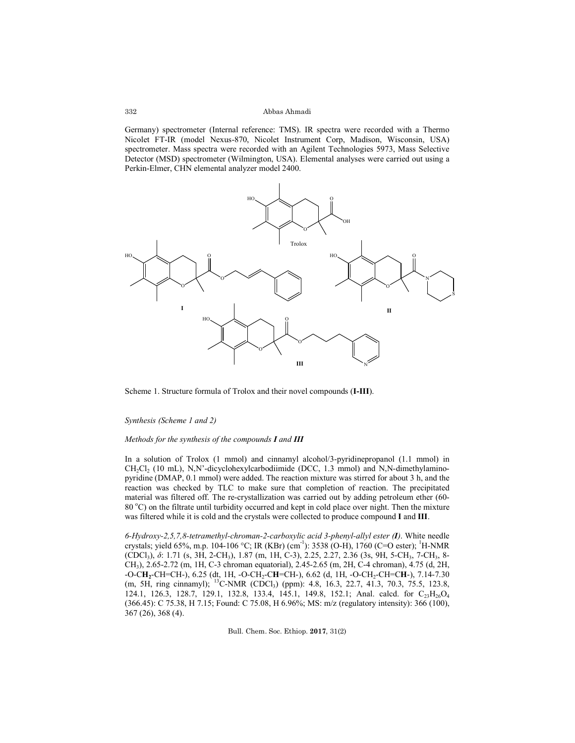Germany) spectrometer (Internal reference: TMS). IR spectra were recorded with a Thermo Nicolet FT-IR (model Nexus-870, Nicolet Instrument Corp, Madison, Wisconsin, USA) spectrometer. Mass spectra were recorded with an Agilent Technologies 5973, Mass Selective Detector (MSD) spectrometer (Wilmington, USA). Elemental analyses were carried out using a Perkin-Elmer, CHN elemental analyzer model 2400.

Scheme 1. Structure formula of Trolox and their novel compounds (**I-III**).

*Synthesis (Scheme 1 and 2)*

*Methods for the synthesis of the compounds **I** and **III***

In a solution of Trolox (1 mmol) and cinnamyl alcohol/3-pyridinepropanol (1.1 mmol) in $CH_2Cl_2$ (10 mL), N,N'-dicyclohexylcarbodiimide (DCC, 1.3 mmol) and N,N-dimethylamino-pyridine (DMAP, 0.1 mmol) were added. The reaction mixture was stirred for about 3 h, and the reaction was checked by TLC to make sure that completion of reaction. The precipitated material was filtered off. The re-crystallization was carried out by adding petroleum ether (60-80 °C) on the filtrate until turbidity occurred and kept in cold place over night. Then the mixture was filtered while it is cold and the crystals were collected to produce compound **I** and **III**.

*6-Hydroxy-2,5,7,8-tetramethyl-chroman-2-carboxylic acid 3-phenyl-allyl ester (**I**).* White needle crystals; yield 65%, m.p. 104-106 °C; IR (KBr) ($cm^{-1}$): 3538 (O-H), 1760 (C=O ester); $^1$H-NMR ($CDCl_3$), $\delta$: 1.71 (s, 3H, 2-$CH_3$), 1.87 (m, 1H, C-3), 2.25, 2.27, 2.36 (3s, 9H, 5-$CH_3$, 7-$CH_3$, 8-$CH_3$), 2.65-2.72 (m, 1H, C-3 chroman equatorial), 2.45-2.65 (m, 2H, C-4 chroman), 4.75 (d, 2H, -O-C**H$_2$**-CH=CH-), 6.25 (dt, 1H, -O-$CH_2$-C**H**=CH-), 6.62 (d, 1H, -O-$CH_2$-CH=C**H**-), 7.14-7.30 (m, 5H, ring cinnamyl); $^{13}$C-NMR ($CDCl_3$) (ppm): 4.8, 16.3, 22.7, 41.3, 70.3, 75.5, 123.8, 124.1, 126.3, 128.7, 129.1, 132.8, 133.4, 145.1, 149.8, 152.1; Anal. calcd. for $C_{23}H_{26}O_4$ (366.45): C 75.38, H 7.15; Found: C 75.08, H 6.96%; MS: m/z (regulatory intensity): 366 (100), 367 (26), 368 (4).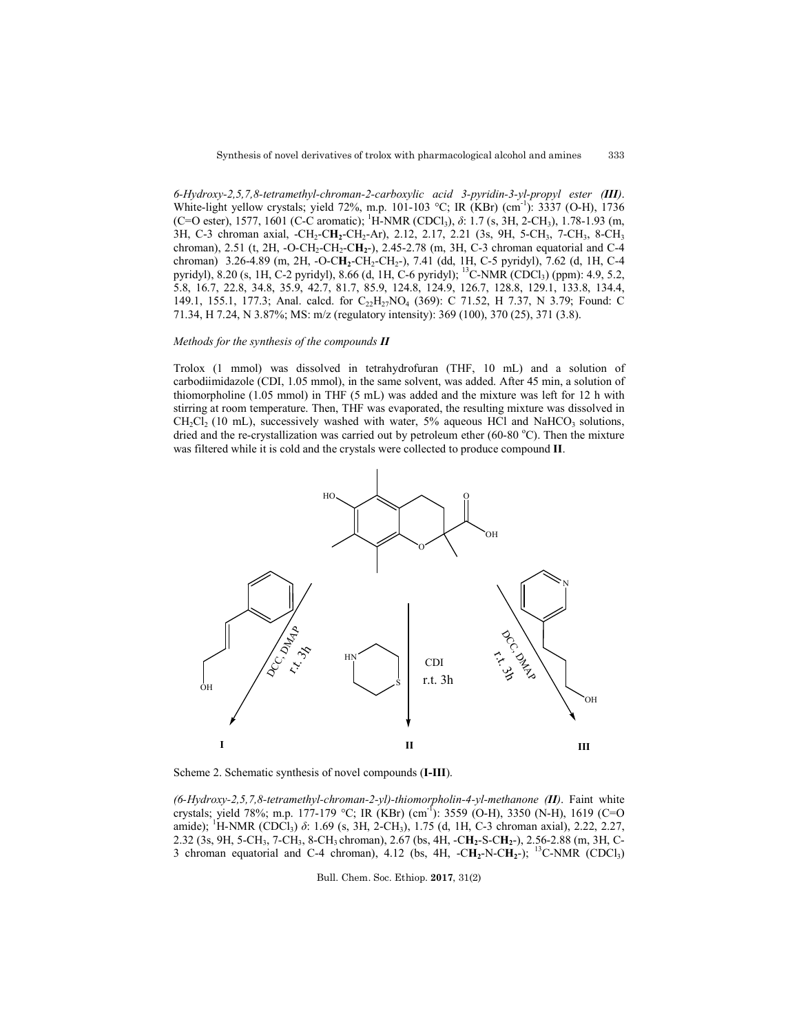*6-Hydroxy-2,5,7,8-tetramethyl-chroman-2-carboxylic acid 3-pyridin-3-yl-propyl ester (**III**)*. White-light yellow crystals; yield 72%, m.p. 101-103 °C; IR (KBr) ($cm^{-1}$): 3337 (O-H), 1736 (C=O ester), 1577, 1601 (C-C aromatic); $^{1}$H-NMR ($CDCl_3$), $\delta$: 1.7 (s, 3H, 2-$CH_3$), 1.78-1.93 (m, 3H, C-3 chroman axial, -$CH_2$-C**$H_2$**-$CH_2$-Ar), 2.12, 2.17, 2.21 (3s, 9H, 5-$CH_3$, 7-$CH_3$, 8-$CH_3$ chroman), 2.51 (t, 2H, -O-$CH_2$-$CH_2$-C**$H_2$**-), 2.45-2.78 (m, 3H, C-3 chroman equatorial and C-4 chroman) 3.26-4.89 (m, 2H, -O-C**$H_2$**-$CH_2$-$CH_2$-), 7.41 (dd, 1H, C-5 pyridyl), 7.62 (d, 1H, C-4 pyridyl), 8.20 (s, 1H, C-2 pyridyl), 8.66 (d, 1H, C-6 pyridyl); $^{13}$C-NMR ($CDCl_3$) (ppm): 4.9, 5.2, 5.8, 16.7, 22.8, 34.8, 35.9, 42.7, 81.7, 85.9, 124.8, 124.9, 126.7, 128.8, 129.1, 133.8, 134.4, 149.1, 155.1, 177.3; Anal. calcd. for $C_{22}H_{27}NO_4$ (369): C 71.52, H 7.37, N 3.79; Found: C 71.34, H 7.24, N 3.87%; MS: m/z (regulatory intensity): 369 (100), 370 (25), 371 (3.8).

*Methods for the synthesis of the compounds **II***

Trolox (1 mmol) was dissolved in tetrahydrofuran (THF, 10 mL) and a solution of carbodiimidazole (CDI, 1.05 mmol), in the same solvent, was added. After 45 min, a solution of thiomorpholine (1.05 mmol) in THF (5 mL) was added and the mixture was left for 12 h with stirring at room temperature. Then, THF was evaporated, the resulting mixture was dissolved in $CH_2Cl_2$ (10 mL), successively washed with water, 5% aqueous HCl and $NaHCO_3$ solutions, dried and the re-crystallization was carried out by petroleum ether (60-80 °C). Then the mixture was filtered while it is cold and the crystals were collected to produce compound **II**.

Scheme 2. Schematic synthesis of novel compounds (**I-III**).

*(6-Hydroxy-2,5,7,8-tetramethyl-chroman-2-yl)-thiomorpholin-4-yl-methanone (**II**)*. Faint white crystals; yield 78%; m.p. 177-179 °C; IR (KBr) ($cm^{-1}$): 3559 (O-H), 3350 (N-H), 1619 (C=O amide); $^{1}$H-NMR ($CDCl_3$) $\delta$: 1.69 (s, 3H, 2-$CH_3$), 1.75 (d, 1H, C-3 chroman axial), 2.22, 2.27, 2.32 (3s, 9H, 5-$CH_3$, 7-$CH_3$, 8-$CH_3$ chroman), 2.67 (bs, 4H, -C**$H_2$**-S-C**$H_2$**-), 2.56-2.88 (m, 3H, C-3 chroman equatorial and C-4 chroman), 4.12 (bs, 4H, -C**$H_2$**-N-C**$H_2$**-); $^{13}$C-NMR ($CDCl_3$)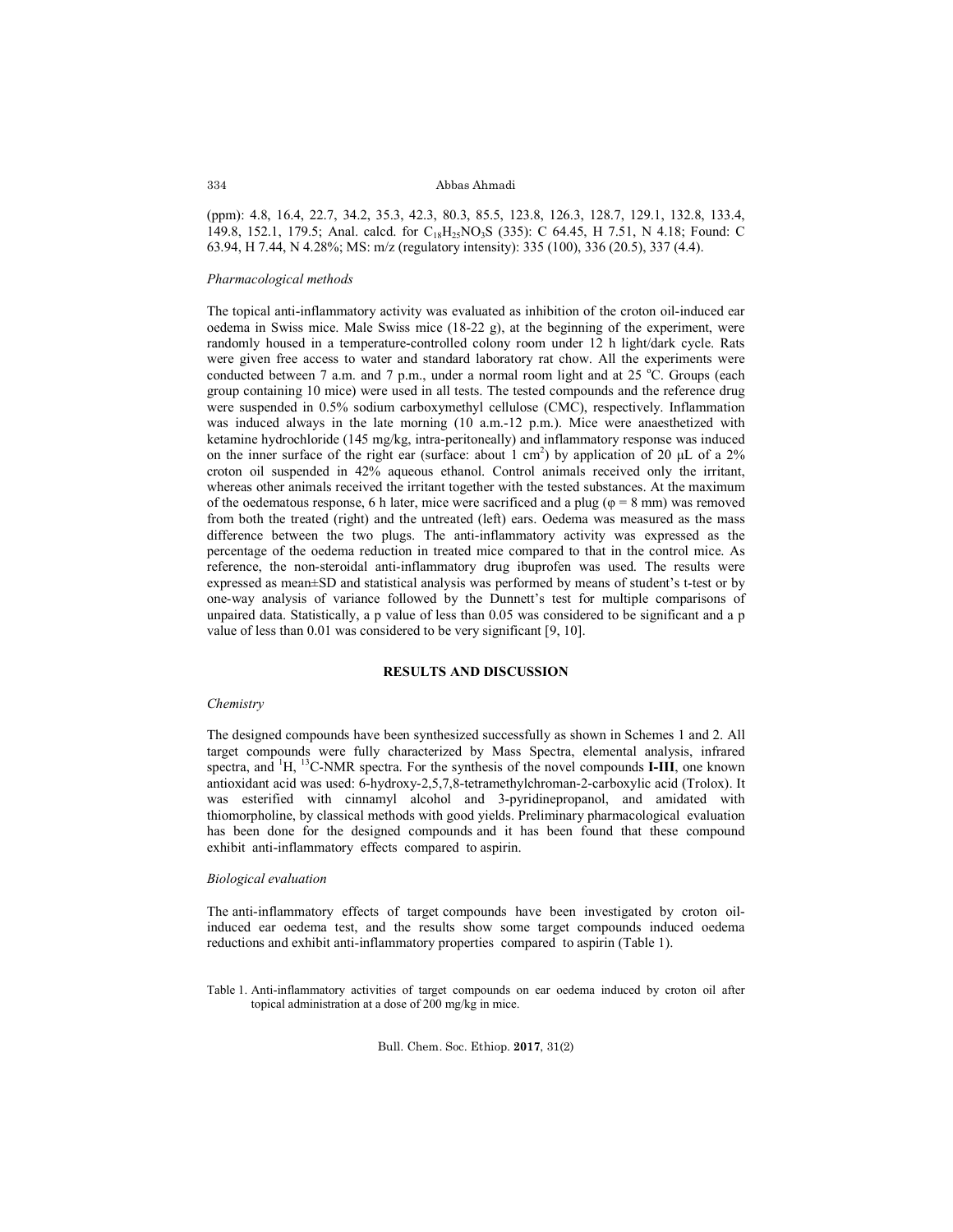(ppm): 4.8, 16.4, 22.7, 34.2, 35.3, 42.3, 80.3, 85.5, 123.8, 126.3, 128.7, 129.1, 132.8, 133.4, 149.8, 152.1, 179.5; Anal. calcd. for $C_{18}H_{25}NO_3S$ (335): C 64.45, H 7.51, N 4.18; Found: C 63.94, H 7.44, N 4.28%; MS: m/z (regulatory intensity): 335 (100), 336 (20.5), 337 (4.4).

*Pharmacological methods*

The topical anti-inflammatory activity was evaluated as inhibition of the croton oil-induced ear oedema in Swiss mice. Male Swiss mice (18-22 g), at the beginning of the experiment, were randomly housed in a temperature-controlled colony room under 12 h light/dark cycle. Rats were given free access to water and standard laboratory rat chow. All the experiments were conducted between 7 a.m. and 7 p.m., under a normal room light and at 25 °C. Groups (each group containing 10 mice) were used in all tests. The tested compounds and the reference drug were suspended in 0.5% sodium carboxymethyl cellulose (CMC), respectively. Inflammation was induced always in the late morning (10 a.m.-12 p.m.). Mice were anaesthetized with ketamine hydrochloride (145 mg/kg, intra-peritoneally) and inflammatory response was induced on the inner surface of the right ear (surface: about 1 $cm^2$) by application of 20 μL of a 2% croton oil suspended in 42% aqueous ethanol. Control animals received only the irritant, whereas other animals received the irritant together with the tested substances. At the maximum of the oedematous response, 6 h later, mice were sacrificed and a plug ($\varphi$ = 8 mm) was removed from both the treated (right) and the untreated (left) ears. Oedema was measured as the mass difference between the two plugs. The anti-inflammatory activity was expressed as the percentage of the oedema reduction in treated mice compared to that in the control mice. As reference, the non-steroidal anti-inflammatory drug ibuprofen was used. The results were expressed as mean±SD and statistical analysis was performed by means of student's t-test or by one-way analysis of variance followed by the Dunnett's test for multiple comparisons of unpaired data. Statistically, a p value of less than 0.05 was considered to be significant and a p value of less than 0.01 was considered to be very significant [9, 10].

## RESULTS AND DISCUSSION

*Chemistry*

The designed compounds have been synthesized successfully as shown in Schemes 1 and 2. All target compounds were fully characterized by Mass Spectra, elemental analysis, infrared spectra, and $^{1}H$, $^{13}C$-NMR spectra. For the synthesis of the novel compounds **I-III**, one known antioxidant acid was used: 6-hydroxy-2,5,7,8-tetramethylchroman-2-carboxylic acid (Trolox). It was esterified with cinnamyl alcohol and 3-pyridinepropanol, and amidated with thiomorpholine, by classical methods with good yields. Preliminary pharmacological evaluation has been done for the designed compounds and it has been found that these compound exhibit anti-inflammatory effects compared to aspirin.

*Biological evaluation*

The anti-inflammatory effects of target compounds have been investigated by croton oil-induced ear oedema test, and the results show some target compounds induced oedema reductions and exhibit anti-inflammatory properties compared to aspirin (Table 1).

Table 1. Anti-inflammatory activities of target compounds on ear oedema induced by croton oil after topical administration at a dose of 200 mg/kg in mice.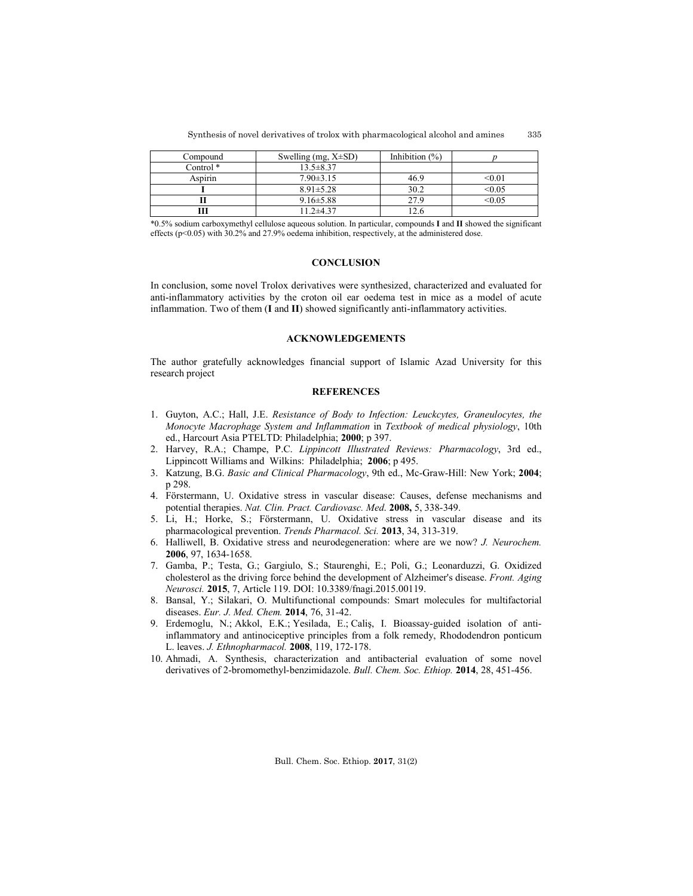| Compound | Swelling (mg, X±SD) | Inhibition (%) | *p* |
| --- | --- | --- | --- |
| Control * | 13.5±8.37 | | |
| Aspirin | 7.90±3.15 | 46.9 | <0.01 |
| **I** | 8.91±5.28 | 30.2 | <0.05 |
| **II** | 9.16±5.88 | 27.9 | <0.05 |
| **III** | 11.2±4.37 | 12.6 | |

*0.5% sodium carboxymethyl cellulose aqueous solution. In particular, compounds **I** and **II** showed the significant effects ($p<0.05$) with 30.2% and 27.9% oedema inhibition, respectively, at the administered dose.

## CONCLUSION

In conclusion, some novel Trolox derivatives were synthesized, characterized and evaluated for anti-inflammatory activities by the croton oil ear oedema test in mice as a model of acute inflammation. Two of them (**I** and **II**) showed significantly anti-inflammatory activities.

## ACKNOWLEDGEMENTS

The author gratefully acknowledges financial support of Islamic Azad University for this research project

## REFERENCES

1. Guyton, A.C.; Hall, J.E. *Resistance of Body to Infection: Leuckcytes, Graneulocytes, the Monocyte Macrophage System and Inflammation* in *Textbook of medical physiology*, 10th ed., Harcourt Asia PTELTD: Philadelphia; **2000**; p 397.
2. Harvey, R.A.; Champe, P.C. *Lippincott Illustrated Reviews: Pharmacology*, 3rd ed., Lippincott Williams and Wilkins: Philadelphia; **2006**; p 495.
3. Katzung, B.G. *Basic and Clinical Pharmacology*, 9th ed., Mc-Graw-Hill: New York; **2004**; p 298.
4. Förstermann, U. Oxidative stress in vascular disease: Causes, defense mechanisms and potential therapies. *Nat. Clin. Pract. Cardiovasc. Med.* **2008,** 5, 338-349.
5. Li, H.; Horke, S.; Förstermann, U. Oxidative stress in vascular disease and its pharmacological prevention. *Trends Pharmacol. Sci.* **2013**, 34, 313-319.
6. Halliwell, B. Oxidative stress and neurodegeneration: where are we now? *J. Neurochem.* **2006**, 97, 1634-1658.
7. Gamba, P.; Testa, G.; Gargiulo, S.; Staurenghi, E.; Poli, G.; Leonarduzzi, G. Oxidized cholesterol as the driving force behind the development of Alzheimer's disease. *Front. Aging Neurosci.* **2015**, 7, Article 119. DOI: 10.3389/fnagi.2015.00119.
8. Bansal, Y.; Silakari, O. Multifunctional compounds: Smart molecules for multifactorial diseases. *Eur. J. Med. Chem.* **2014**, 76, 31-42.
9. Erdemoglu, N.; Akkol, E.K.; Yesilada, E.; Caliş, I. Bioassay-guided isolation of anti-inflammatory and antinociceptive principles from a folk remedy, Rhododendron ponticum L. leaves. *J. Ethnopharmacol.* **2008**, 119, 172-178.
10. Ahmadi, A. Synthesis, characterization and antibacterial evaluation of some novel derivatives of 2-bromomethyl-benzimidazole. *Bull. Chem. Soc. Ethiop.* **2014**, 28, 451-456.